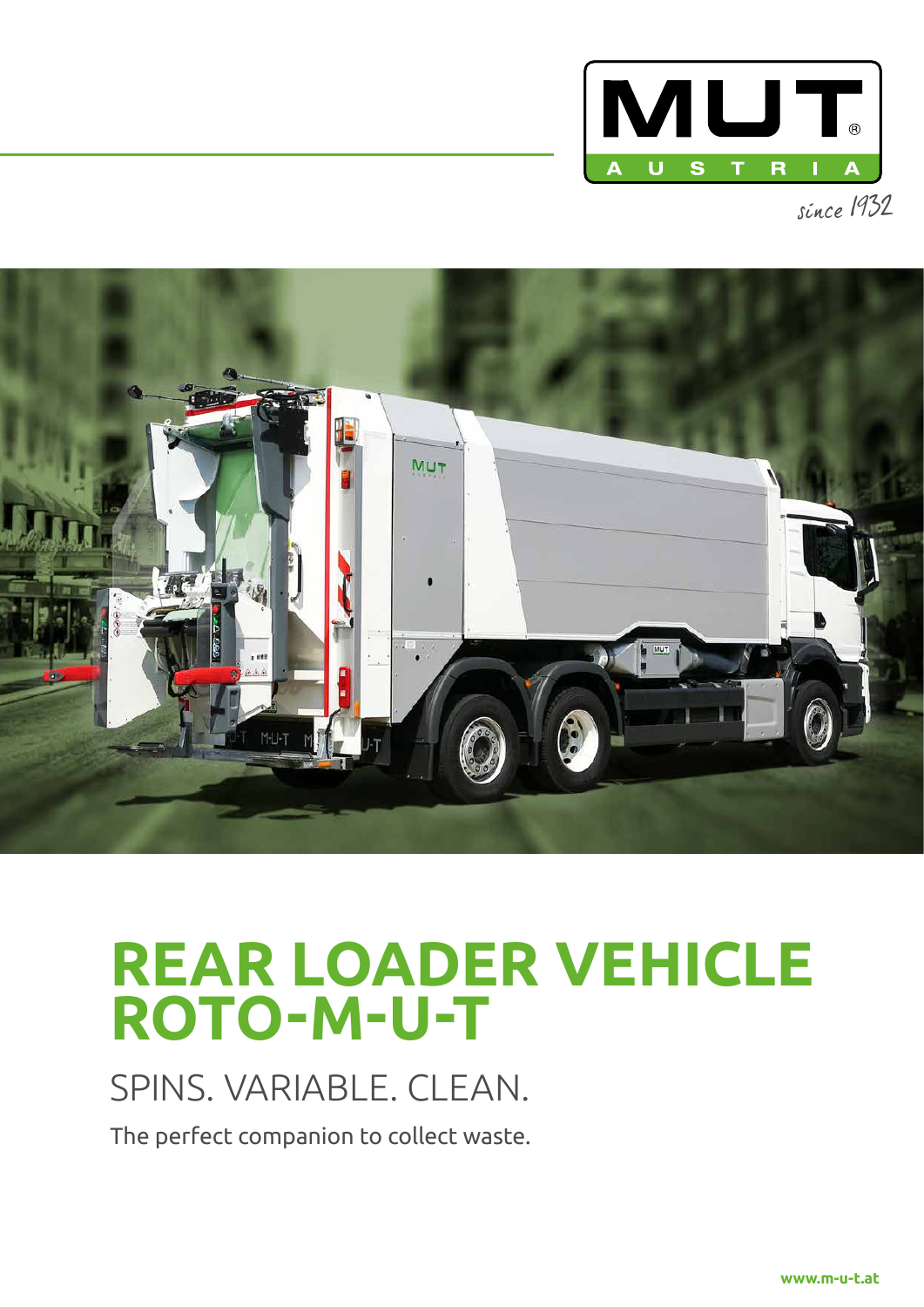MUT AUSTRIA

since 1932

# REAR LOADER VEHICLE ROTO-M-U-T

## SPINS. VARIABLE. CLEAN.

The perfect companion to collect waste.

www.m-u-t.at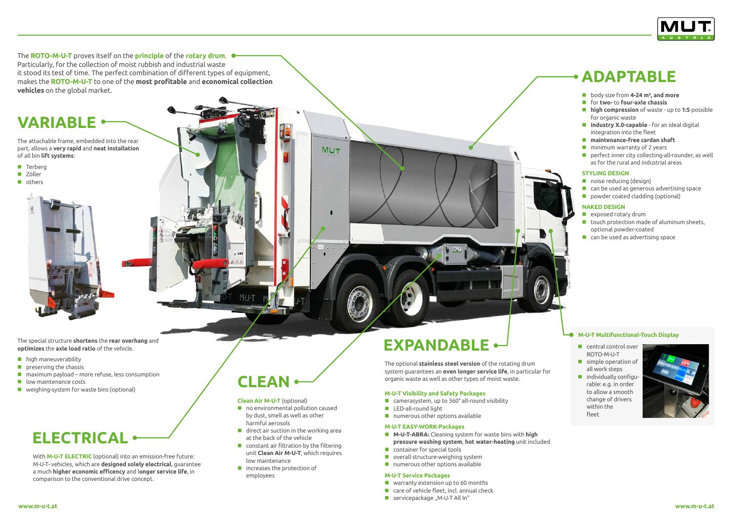The **ROTO-M-U-T** proves itself on the **principle** of the **rotary drum**. Particularly, for the collection of moist rubbish and industrial waste it stood its test of time. The perfect combination of different types of equipment, makes the **ROTO-M-U-T** to one of the **most profitable** and **economical collection vehicles** on the global market.

## VARIABLE

The attachable frame, embedded into the rear part, allows a **very rapid** and **neat installation** of all bin **lift systems**:

- Terberg
- Zöller
- others

The special structure **shortens** the **rear overhang** and **optimizes** the **axle load ratio** of the vehicle.

- high maneuverability
- preserving the chassis
- maximum payload – more refuse, less consumption
- low maintenance costs
- weighing-system for waste bins (optional)

## ELECTRICAL

With **M-U-T ELECTRIC** (optional) into an emission-free future: M-U-T- vehicles, which are **designed solely electrical**, guarantee a much **higher economic efficency** and l**onger service life**, in comparison to the conventional drive concept.

## CLEAN

**Clean Air M-U-T** (optional)

- no environmental pollution caused by dust, smell as well as other harmful aerosols
- direct air suction in the working area at the back of the vehicle
- constant air filtration by the filtering unit **Clean Air M-U-T**, which requires low maintenance
- increases the protection of employees

## EXPANDABLE

The optional **stainless steel version** of the rotating drum system guarantees an **even longer service life**, in particular for organic waste as well as other types of moist waste.

### M-U-T Visibility and Safety Packages

- camerasystem, up to 360° all-round visibility
- LED-all-round light
- numerous other options available

### M-U-T EASY-WORK-Packages

- **M-U-T-ABRA:** Cleaning system for waste bins with **high pressure washing system**, **hot water-heating** unit included
- container for special tools
- overall structure-weighing system
- numerous other options available

### M-U-T Service Packages

- warranty extension up to 60 months
- care of vehicle fleet, incl. annual check
- servicepackage „M-U-T All In"

## ADAPTABLE

- body size from **4-24 m³, and more**
- for **two-** to **four-axle chassis**
- **high compression** of waste - up to **1:5** possible for organic waste
- **Industry X.0-capable** - for an ideal digital integration into the fleet
- **maintenance-free cardan shaft**
- minimum warranty of 2 years
- perfect inner city collecting-all-rounder, as well as for the rural and industrial areas

### STYLING DESIGN

- noise reducing (design)
- can be used as generous advertising space
- powder coated cladding (optional)

### NAKED DESIGN

- exposed rotary drum
- touch protection made of aluminum sheets, optional powder-coated
- can be used as advertising space

### M-U-T Multifunctional-Touch Display

- central control over ROTO-M-U-T
- simple operation of all work steps
- individually configurable: e.g. in order to allow a smooth change of drivers within the fleet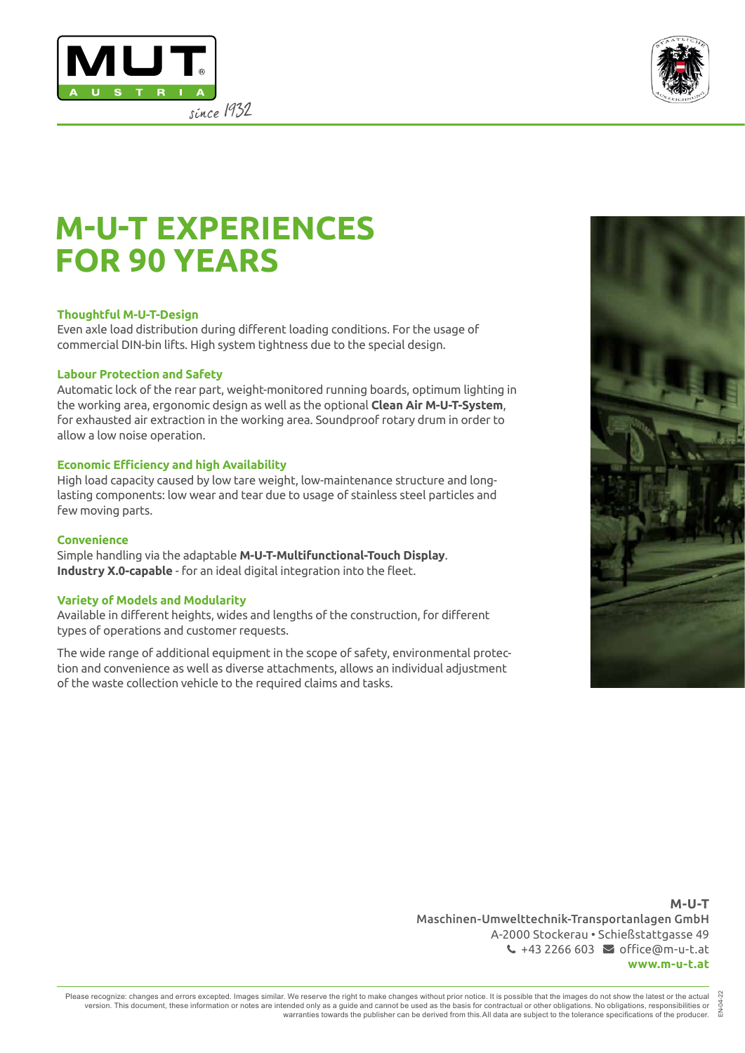# M-U-T EXPERIENCES FOR 90 YEARS

### Thoughtful M-U-T-Design

Even axle load distribution during different loading conditions. For the usage of commercial DIN-bin lifts. High system tightness due to the special design.

### Labour Protection and Safety

Automatic lock of the rear part, weight-monitored running boards, optimum lighting in the working area, ergonomic design as well as the optional **Clean Air M-U-T-System**, for exhausted air extraction in the working area. Soundproof rotary drum in order to allow a low noise operation.

### Economic Efficiency and high Availability

High load capacity caused by low tare weight, low-maintenance structure and long-lasting components: low wear and tear due to usage of stainless steel particles and few moving parts.

### Convenience

Simple handling via the adaptable **M-U-T-Multifunctional-Touch Display**. **Industry X.0-capable** - for an ideal digital integration into the fleet.

### Variety of Models and Modularity

Available in different heights, wides and lengths of the construction, for different types of operations and customer requests.

The wide range of additional equipment in the scope of safety, environmental protection and convenience as well as diverse attachments, allows an individual adjustment of the waste collection vehicle to the required claims and tasks.

**M-U-T**
Maschinen-Umwelttechnik-Transportanlagen GmbH
A-2000 Stockerau • Schießstattgasse 49
+43 2266 603 office@m-u-t.at
**www.m-u-t.at**

Please recognize: changes and errors excepted. Images similar. We reserve the right to make changes without prior notice. It is possible that the images do not show the latest or the actual version. This document, these information or notes are intended only as a guide and cannot be used as the basis for contractual or other obligations. No obligations, responsibilities or warranties towards the publisher can be derived from this.All data are subject to the tolerance specifications of the producer.

EN-04-22